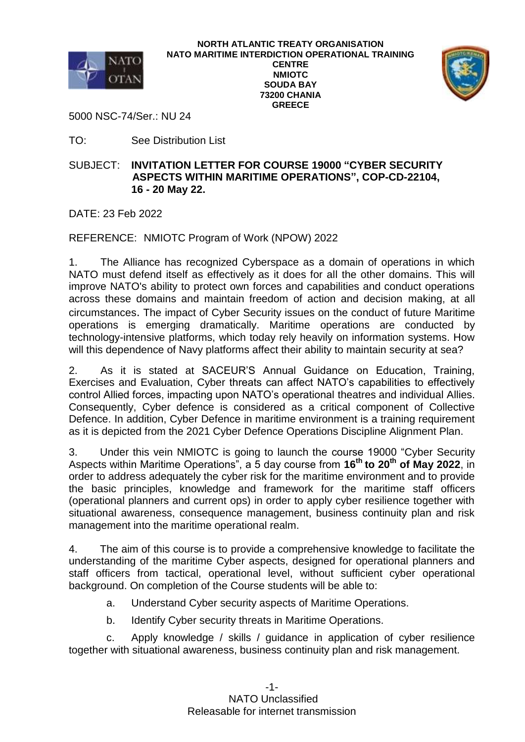**NORTH ATLANTIC TREATY ORGANISATION**
**NATO MARITIME INTERDICTION OPERATIONAL TRAINING CENTRE**
**NMIOTC**
**SOUDA BAY**
**73200 CHANIA**
**GREECE**

5000 NSC-74/Ser.: NU 24

TO: See Distribution List

SUBJECT: **INVITATION LETTER FOR COURSE 19000 "CYBER SECURITY ASPECTS WITHIN MARITIME OPERATIONS", COP-CD-22104, 16 - 20 May 22.**

DATE: 23 Feb 2022

REFERENCE: NMIOTC Program of Work (NPOW) 2022

1. The Alliance has recognized Cyberspace as a domain of operations in which NATO must defend itself as effectively as it does for all the other domains. This will improve NATO's ability to protect own forces and capabilities and conduct operations across these domains and maintain freedom of action and decision making, at all circumstances. The impact of Cyber Security issues on the conduct of future Maritime operations is emerging dramatically. Maritime operations are conducted by technology-intensive platforms, which today rely heavily on information systems. How will this dependence of Navy platforms affect their ability to maintain security at sea?

2. As it is stated at SACEUR'S Annual Guidance on Education, Training, Exercises and Evaluation, Cyber threats can affect NATO's capabilities to effectively control Allied forces, impacting upon NATO's operational theatres and individual Allies. Consequently, Cyber defence is considered as a critical component of Collective Defence. In addition, Cyber Defence in maritime environment is a training requirement as it is depicted from the 2021 Cyber Defence Operations Discipline Alignment Plan.

3. Under this vein NMIOTC is going to launch the course 19000 "Cyber Security Aspects within Maritime Operations", a 5 day course from **16th to 20th of May 2022**, in order to address adequately the cyber risk for the maritime environment and to provide the basic principles, knowledge and framework for the maritime staff officers (operational planners and current ops) in order to apply cyber resilience together with situational awareness, consequence management, business continuity plan and risk management into the maritime operational realm.

4. The aim of this course is to provide a comprehensive knowledge to facilitate the understanding of the maritime Cyber aspects, designed for operational planners and staff officers from tactical, operational level, without sufficient cyber operational background. On completion of the Course students will be able to:

   a. Understand Cyber security aspects of Maritime Operations.

   b. Identify Cyber security threats in Maritime Operations.

   c. Apply knowledge / skills / guidance in application of cyber resilience together with situational awareness, business continuity plan and risk management.

NATO Unclassified
Releasable for internet transmission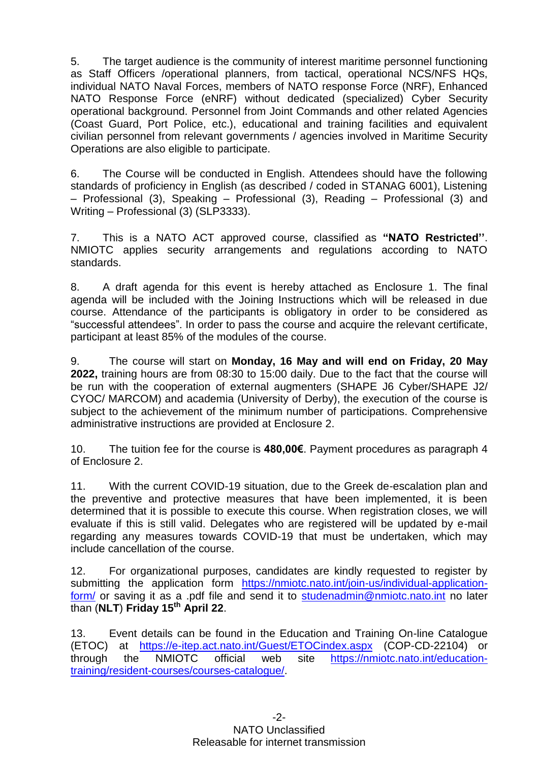5. The target audience is the community of interest maritime personnel functioning as Staff Officers /operational planners, from tactical, operational NCS/NFS HQs, individual NATO Naval Forces, members of NATO response Force (NRF), Enhanced NATO Response Force (eNRF) without dedicated (specialized) Cyber Security operational background. Personnel from Joint Commands and other related Agencies (Coast Guard, Port Police, etc.), educational and training facilities and equivalent civilian personnel from relevant governments / agencies involved in Maritime Security Operations are also eligible to participate.

6. The Course will be conducted in English. Attendees should have the following standards of proficiency in English (as described / coded in STANAG 6001), Listening – Professional (3), Speaking – Professional (3), Reading – Professional (3) and Writing – Professional (3) (SLP3333).

7. This is a NATO ACT approved course, classified as **"NATO Restricted''**. NMIOTC applies security arrangements and regulations according to NATO standards.

8. A draft agenda for this event is hereby attached as Enclosure 1. The final agenda will be included with the Joining Instructions which will be released in due course. Attendance of the participants is obligatory in order to be considered as "successful attendees". In order to pass the course and acquire the relevant certificate, participant at least 85% of the modules of the course.

9. The course will start on **Monday, 16 May and will end on Friday, 20 May 2022,** training hours are from 08:30 to 15:00 daily. Due to the fact that the course will be run with the cooperation of external augmenters (SHAPE J6 Cyber/SHAPE J2/ CYOC/ MARCOM) and academia (University of Derby), the execution of the course is subject to the achievement of the minimum number of participations. Comprehensive administrative instructions are provided at Enclosure 2.

10. The tuition fee for the course is **480,00€**. Payment procedures as paragraph 4 of Enclosure 2.

11. With the current COVID-19 situation, due to the Greek de-escalation plan and the preventive and protective measures that have been implemented, it is been determined that it is possible to execute this course. When registration closes, we will evaluate if this is still valid. Delegates who are registered will be updated by e-mail regarding any measures towards COVID-19 that must be undertaken, which may include cancellation of the course.

12. For organizational purposes, candidates are kindly requested to register by submitting the application form https://nmiotc.nato.int/join-us/individual-application-form/ or saving it as a .pdf file and send it to studenadmin@nmiotc.nato.int no later than (**NLT**) **Friday 15th April 22**.

13. Event details can be found in the Education and Training On-line Catalogue (ETOC) at https://e-itep.act.nato.int/Guest/ETOCindex.aspx (COP-CD-22104) or through the NMIOTC official web site https://nmiotc.nato.int/education-training/resident-courses/courses-catalogue/.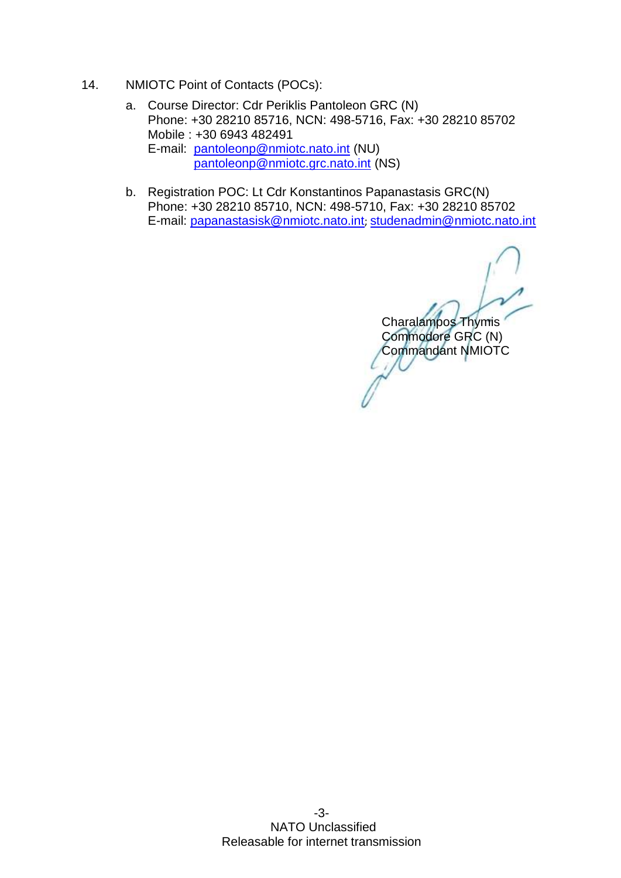14. NMIOTC Point of Contacts (POCs):

a. Course Director: Cdr Periklis Pantoleon GRC (N)
Phone: +30 28210 85716, NCN: 498-5716, Fax: +30 28210 85702
Mobile : +30 6943 482491
E-mail: pantoleonp@nmiotc.nato.int (NU)
pantoleonp@nmiotc.grc.nato.int (NS)

b. Registration POC: Lt Cdr Konstantinos Papanastasis GRC(N)
Phone: +30 28210 85710, NCN: 498-5710, Fax: +30 28210 85702
E-mail: papanastasisk@nmiotc.nato.int; studenadmin@nmiotc.nato.int

Charalampos Thymis
Commodore GRC (N)
Commandant NMIOTC

NATO Unclassified
Releasable for internet transmission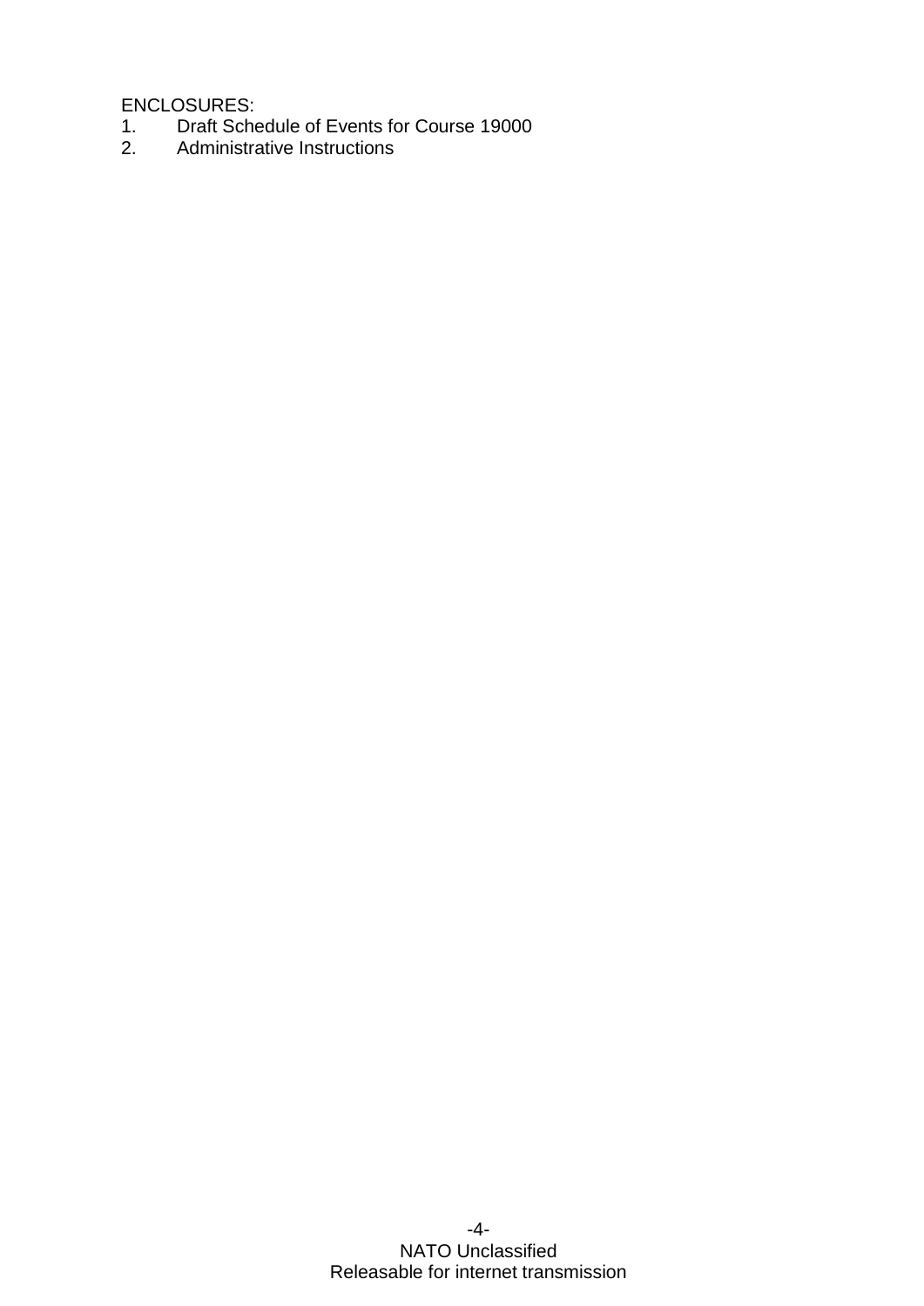ENCLOSURES:

1. Draft Schedule of Events for Course 19000
2. Administrative Instructions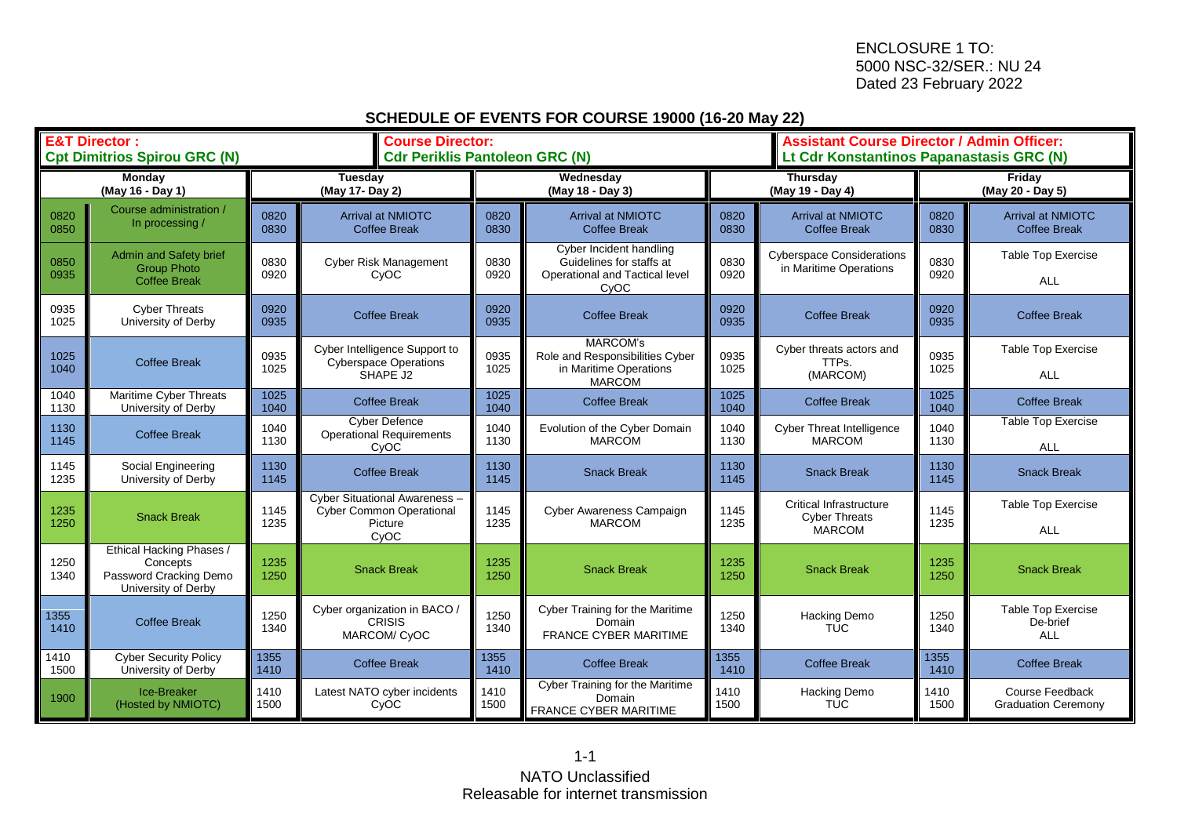ENCLOSURE 1 TO:
5000 NSC-32/SER.: NU 24
Dated 23 February 2022

## SCHEDULE OF EVENTS FOR COURSE 19000 (16-20 May 22)

| **E&T Director :** **Cpt Dimitrios Spirou GRC (N)** | | | | **Course Director:** **Cdr Periklis Pantoleon GRC (N)** | | | **Assistant Course Director / Admin Officer:** **Lt Cdr Konstantinos Papanastasis GRC (N)** | | |
|---|---|---|---|---|---|---|---|---|---|
| **Monday (May 16 - Day 1)** | | **Tuesday (May 17- Day 2)** | | **Wednesday (May 18 - Day 3)** | | **Thursday (May 19 - Day 4)** | | **Friday (May 20 - Day 5)** | |
| 0820 0850 | Course administration / In processing / | 0820 0830 | Arrival at NMIOTC Coffee Break | 0820 0830 | Arrival at NMIOTC Coffee Break | 0820 0830 | Arrival at NMIOTC Coffee Break | 0820 0830 | Arrival at NMIOTC Coffee Break |
| 0850 0935 | Admin and Safety brief Group Photo Coffee Break | 0830 0920 | Cyber Risk Management CyOC | 0830 0920 | Cyber Incident handling Guidelines for staffs at Operational and Tactical level CyOC | 0830 0920 | Cyberspace Considerations in Maritime Operations | 0830 0920 | Table Top Exercise ALL |
| 0935 1025 | Cyber Threats University of Derby | 0920 0935 | Coffee Break | 0920 0935 | Coffee Break | 0920 0935 | Coffee Break | 0920 0935 | Coffee Break |
| 1025 1040 | Coffee Break | 0935 1025 | Cyber Intelligence Support to Cyberspace Operations SHAPE J2 | 0935 1025 | MARCOM's Role and Responsibilities Cyber in Maritime Operations MARCOM | 0935 1025 | Cyber threats actors and TTPs. (MARCOM) | 0935 1025 | Table Top Exercise ALL |
| 1040 1130 | Maritime Cyber Threats University of Derby | 1025 1040 | Coffee Break | 1025 1040 | Coffee Break | 1025 1040 | Coffee Break | 1025 1040 | Coffee Break |
| 1130 1145 | Coffee Break | 1040 1130 | Cyber Defence Operational Requirements CyOC | 1040 1130 | Evolution of the Cyber Domain MARCOM | 1040 1130 | Cyber Threat Intelligence MARCOM | 1040 1130 | Table Top Exercise ALL |
| 1145 1235 | Social Engineering University of Derby | 1130 1145 | Coffee Break | 1130 1145 | Snack Break | 1130 1145 | Snack Break | 1130 1145 | Snack Break |
| 1235 1250 | Snack Break | 1145 1235 | Cyber Situational Awareness – Cyber Common Operational Picture CyOC | 1145 1235 | Cyber Awareness Campaign MARCOM | 1145 1235 | Critical Infrastructure Cyber Threats MARCOM | 1145 1235 | Table Top Exercise ALL |
| 1250 1340 | Ethical Hacking Phases / Concepts Password Cracking Demo University of Derby | 1235 1250 | Snack Break | 1235 1250 | Snack Break | 1235 1250 | Snack Break | 1235 1250 | Snack Break |
| 1355 1410 | Coffee Break | 1250 1340 | Cyber organization in BACO / CRISIS MARCOM/ CyOC | 1250 1340 | Cyber Training for the Maritime Domain FRANCE CYBER MARITIME | 1250 1340 | Hacking Demo TUC | 1250 1340 | Table Top Exercise De-brief ALL |
| 1410 1500 | Cyber Security Policy University of Derby | 1355 1410 | Coffee Break | 1355 1410 | Coffee Break | 1355 1410 | Coffee Break | 1355 1410 | Coffee Break |
| 1900 | Ice-Breaker (Hosted by NMIOTC) | 1410 1500 | Latest NATO cyber incidents CyOC | 1410 1500 | Cyber Training for the Maritime Domain FRANCE CYBER MARITIME | 1410 1500 | Hacking Demo TUC | 1410 1500 | Course Feedback Graduation Ceremony |

1-1

NATO Unclassified
Releasable for internet transmission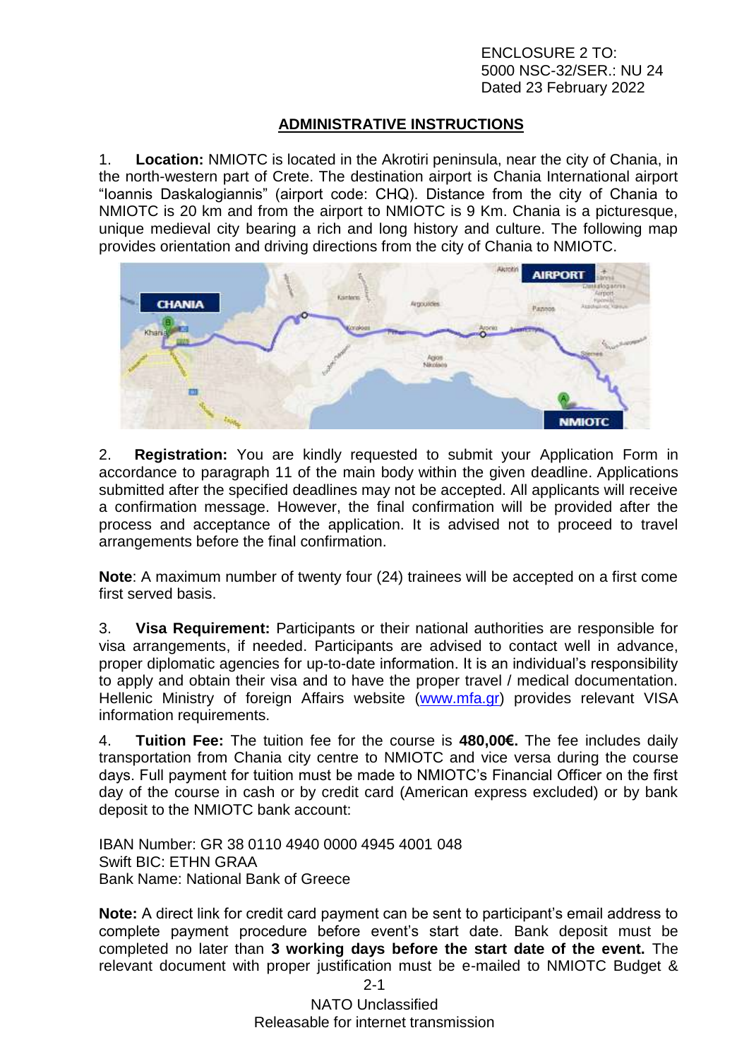ENCLOSURE 2 TO:
5000 NSC-32/SER.: NU 24
Dated 23 February 2022

## ADMINISTRATIVE INSTRUCTIONS

1. **Location:** NMIOTC is located in the Akrotiri peninsula, near the city of Chania, in the north-western part of Crete. The destination airport is Chania International airport "Ioannis Daskalogiannis" (airport code: CHQ). Distance from the city of Chania to NMIOTC is 20 km and from the airport to NMIOTC is 9 Km. Chania is a picturesque, unique medieval city bearing a rich and long history and culture. The following map provides orientation and driving directions from the city of Chania to NMIOTC.

2. **Registration:** You are kindly requested to submit your Application Form in accordance to paragraph 11 of the main body within the given deadline. Applications submitted after the specified deadlines may not be accepted. All applicants will receive a confirmation message. However, the final confirmation will be provided after the process and acceptance of the application. It is advised not to proceed to travel arrangements before the final confirmation.

**Note**: A maximum number of twenty four (24) trainees will be accepted on a first come first served basis.

3. **Visa Requirement:** Participants or their national authorities are responsible for visa arrangements, if needed. Participants are advised to contact well in advance, proper diplomatic agencies for up-to-date information. It is an individual's responsibility to apply and obtain their visa and to have the proper travel / medical documentation. Hellenic Ministry of foreign Affairs website (www.mfa.gr) provides relevant VISA information requirements.

4. **Tuition Fee:** The tuition fee for the course is **480,00€.** The fee includes daily transportation from Chania city centre to NMIOTC and vice versa during the course days. Full payment for tuition must be made to NMIOTC's Financial Officer on the first day of the course in cash or by credit card (American express excluded) or by bank deposit to the NMIOTC bank account:

IBAN Number: GR 38 0110 4940 0000 4945 4001 048
Swift BIC: ETHN GRAA
Bank Name: National Bank of Greece

**Note:** A direct link for credit card payment can be sent to participant's email address to complete payment procedure before event's start date. Bank deposit must be completed no later than **3 working days before the start date of the event.** The relevant document with proper justification must be e-mailed to NMIOTC Budget &

NATO Unclassified
Releasable for internet transmission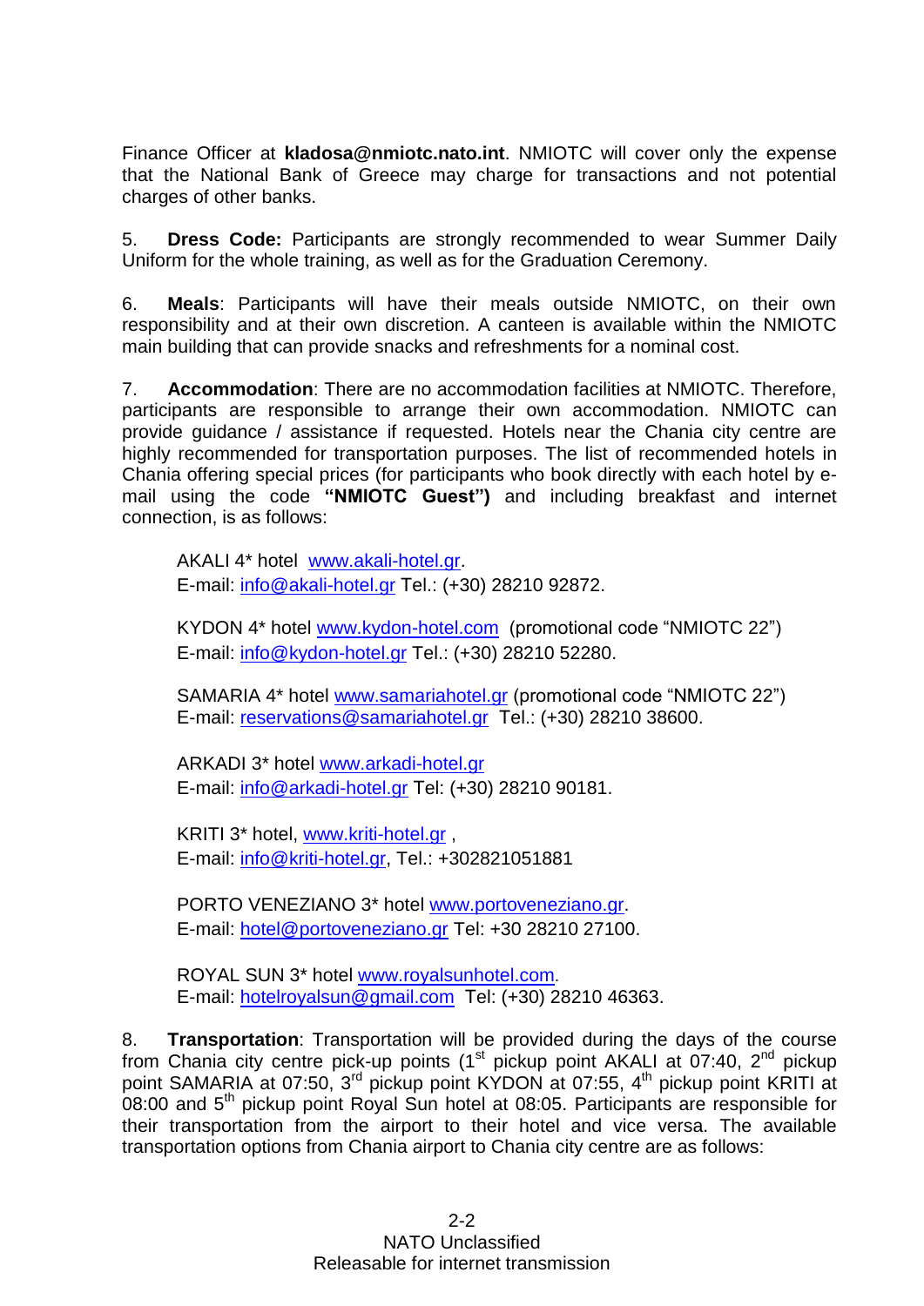Finance Officer at **kladosa@nmiotc.nato.int**. NMIOTC will cover only the expense that the National Bank of Greece may charge for transactions and not potential charges of other banks.

5. **Dress Code:** Participants are strongly recommended to wear Summer Daily Uniform for the whole training, as well as for the Graduation Ceremony.

6. **Meals**: Participants will have their meals outside NMIOTC, on their own responsibility and at their own discretion. A canteen is available within the NMIOTC main building that can provide snacks and refreshments for a nominal cost.

7. **Accommodation**: There are no accommodation facilities at NMIOTC. Therefore, participants are responsible to arrange their own accommodation. NMIOTC can provide guidance / assistance if requested. Hotels near the Chania city centre are highly recommended for transportation purposes. The list of recommended hotels in Chania offering special prices (for participants who book directly with each hotel by e-mail using the code **"NMIOTC Guest")** and including breakfast and internet connection, is as follows:

> AKALI 4* hotel www.akali-hotel.gr.
> E-mail: info@akali-hotel.gr Tel.: (+30) 28210 92872.
>
> KYDON 4* hotel www.kydon-hotel.com (promotional code "NMIOTC 22")
> E-mail: info@kydon-hotel.gr Tel.: (+30) 28210 52280.
>
> SAMARIA 4* hotel www.samariahotel.gr (promotional code "NMIOTC 22")
> E-mail: reservations@samariahotel.gr Tel.: (+30) 28210 38600.
>
> ARKADI 3* hotel www.arkadi-hotel.gr
> E-mail: info@arkadi-hotel.gr Tel: (+30) 28210 90181.
>
> KRITI 3* hotel, www.kriti-hotel.gr ,
> E-mail: info@kriti-hotel.gr, Tel.: +302821051881
>
> PORTO VENEZIANO 3* hotel www.portoveneziano.gr.
> E-mail: hotel@portoveneziano.gr Tel: +30 28210 27100.
>
> ROYAL SUN 3* hotel www.royalsunhotel.com.
> E-mail: hotelroyalsun@gmail.com Tel: (+30) 28210 46363.

8. **Transportation**: Transportation will be provided during the days of the course from Chania city centre pick-up points (1st pickup point AKALI at 07:40, 2nd pickup point SAMARIA at 07:50, 3rd pickup point KYDON at 07:55, 4th pickup point KRITI at 08:00 and 5th pickup point Royal Sun hotel at 08:05. Participants are responsible for their transportation from the airport to their hotel and vice versa. The available transportation options from Chania airport to Chania city centre are as follows: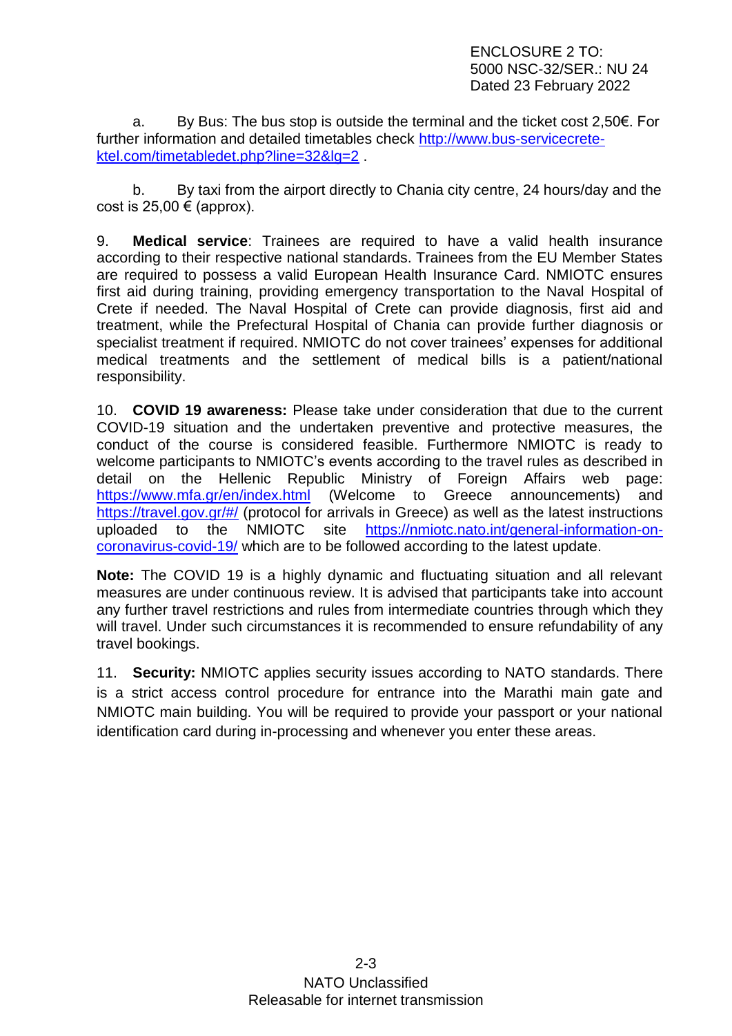ENCLOSURE 2 TO:
5000 NSC-32/SER.: NU 24
Dated 23 February 2022

a. By Bus: The bus stop is outside the terminal and the ticket cost 2,50€. For further information and detailed timetables check http://www.bus-servicecrete-ktel.com/timetabledet.php?line=32&lg=2 .

b. By taxi from the airport directly to Chania city centre, 24 hours/day and the cost is 25,00 € (approx).

9. **Medical service**: Trainees are required to have a valid health insurance according to their respective national standards. Trainees from the EU Member States are required to possess a valid European Health Insurance Card. NMIOTC ensures first aid during training, providing emergency transportation to the Naval Hospital of Crete if needed. The Naval Hospital of Crete can provide diagnosis, first aid and treatment, while the Prefectural Hospital of Chania can provide further diagnosis or specialist treatment if required. NMIOTC do not cover trainees' expenses for additional medical treatments and the settlement of medical bills is a patient/national responsibility.

10. **COVID 19 awareness:** Please take under consideration that due to the current COVID-19 situation and the undertaken preventive and protective measures, the conduct of the course is considered feasible. Furthermore NMIOTC is ready to welcome participants to NMIOTC's events according to the travel rules as described in detail on the Hellenic Republic Ministry of Foreign Affairs web page: https://www.mfa.gr/en/index.html (Welcome to Greece announcements) and https://travel.gov.gr/#/ (protocol for arrivals in Greece) as well as the latest instructions uploaded to the NMIOTC site https://nmiotc.nato.int/general-information-on-coronavirus-covid-19/ which are to be followed according to the latest update.

**Note:** The COVID 19 is a highly dynamic and fluctuating situation and all relevant measures are under continuous review. It is advised that participants take into account any further travel restrictions and rules from intermediate countries through which they will travel. Under such circumstances it is recommended to ensure refundability of any travel bookings.

11. **Security:** NMIOTC applies security issues according to NATO standards. There is a strict access control procedure for entrance into the Marathi main gate and NMIOTC main building. You will be required to provide your passport or your national identification card during in-processing and whenever you enter these areas.

NATO Unclassified
Releasable for internet transmission